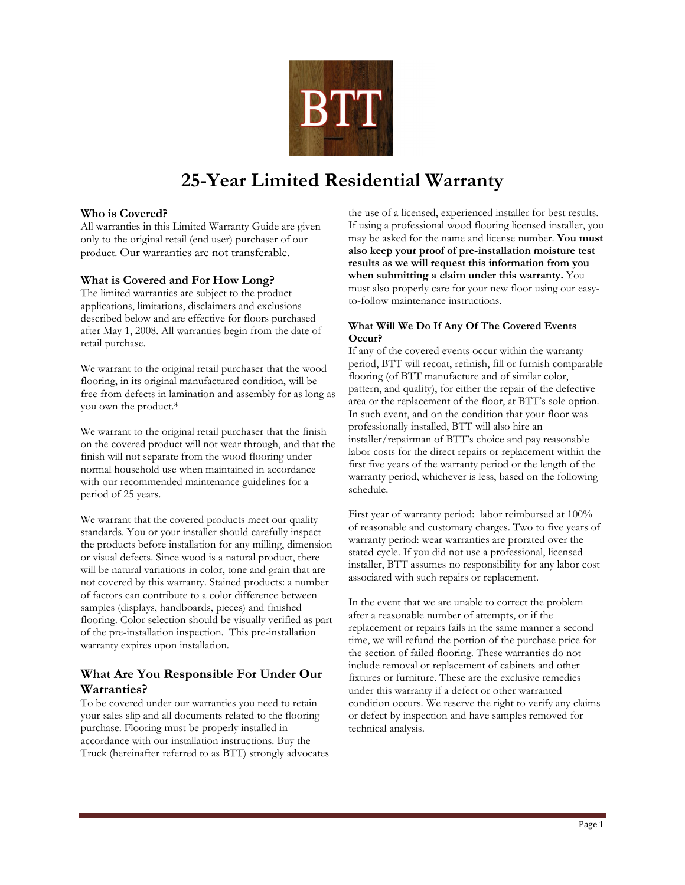# 25-Year Limited Residential Warranty

### Who is Covered?

All warranties in this Limited Warranty Guide are given only to the original retail (end user) purchaser of our product. Our warranties are not transferable.

### What is Covered and For How Long?

The limited warranties are subject to the product applications, limitations, disclaimers and exclusions described below and are effective for floors purchased after May 1, 2008. All warranties begin from the date of retail purchase.

We warrant to the original retail purchaser that the wood flooring, in its original manufactured condition, will be free from defects in lamination and assembly for as long as you own the product.*

We warrant to the original retail purchaser that the finish on the covered product will not wear through, and that the finish will not separate from the wood flooring under normal household use when maintained in accordance with our recommended maintenance guidelines for a period of 25 years.

We warrant that the covered products meet our quality standards. You or your installer should carefully inspect the products before installation for any milling, dimension or visual defects. Since wood is a natural product, there will be natural variations in color, tone and grain that are not covered by this warranty. Stained products: a number of factors can contribute to a color difference between samples (displays, handboards, pieces) and finished flooring. Color selection should be visually verified as part of the pre-installation inspection. This pre-installation warranty expires upon installation.

## What Are You Responsible For Under Our Warranties?

To be covered under our warranties you need to retain your sales slip and all documents related to the flooring purchase. Flooring must be properly installed in accordance with our installation instructions. Buy the Truck (hereinafter referred to as BTT) strongly advocates the use of a licensed, experienced installer for best results. If using a professional wood flooring licensed installer, you may be asked for the name and license number. **You must also keep your proof of pre-installation moisture test results as we will request this information from you when submitting a claim under this warranty.** You must also properly care for your new floor using our easy-to-follow maintenance instructions.

#### What Will We Do If Any Of The Covered Events Occur?

If any of the covered events occur within the warranty period, BTT will recoat, refinish, fill or furnish comparable flooring (of BTT manufacture and of similar color, pattern, and quality), for either the repair of the defective area or the replacement of the floor, at BTT's sole option. In such event, and on the condition that your floor was professionally installed, BTT will also hire an installer/repairman of BTT's choice and pay reasonable labor costs for the direct repairs or replacement within the first five years of the warranty period or the length of the warranty period, whichever is less, based on the following schedule.

First year of warranty period: labor reimbursed at 100% of reasonable and customary charges. Two to five years of warranty period: wear warranties are prorated over the stated cycle. If you did not use a professional, licensed installer, BTT assumes no responsibility for any labor cost associated with such repairs or replacement.

In the event that we are unable to correct the problem after a reasonable number of attempts, or if the replacement or repairs fails in the same manner a second time, we will refund the portion of the purchase price for the section of failed flooring. These warranties do not include removal or replacement of cabinets and other fixtures or furniture. These are the exclusive remedies under this warranty if a defect or other warranted condition occurs. We reserve the right to verify any claims or defect by inspection and have samples removed for technical analysis.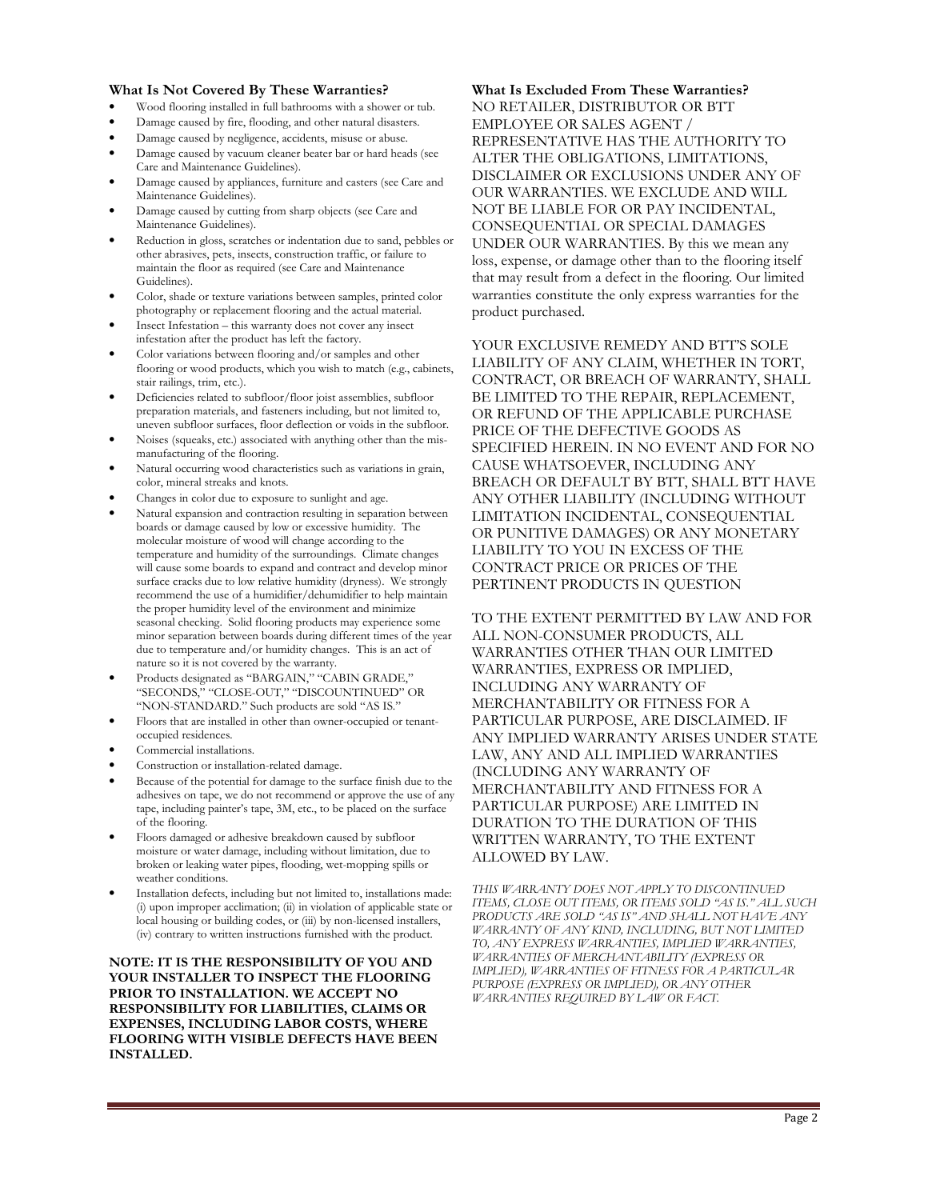### What Is Not Covered By These Warranties?

- Wood flooring installed in full bathrooms with a shower or tub.
- Damage caused by fire, flooding, and other natural disasters.
- Damage caused by negligence, accidents, misuse or abuse.
- Damage caused by vacuum cleaner beater bar or hard heads (see Care and Maintenance Guidelines).
- Damage caused by appliances, furniture and casters (see Care and Maintenance Guidelines).
- Damage caused by cutting from sharp objects (see Care and Maintenance Guidelines).
- Reduction in gloss, scratches or indentation due to sand, pebbles or other abrasives, pets, insects, construction traffic, or failure to maintain the floor as required (see Care and Maintenance Guidelines).
- Color, shade or texture variations between samples, printed color photography or replacement flooring and the actual material.
- Insect Infestation – this warranty does not cover any insect infestation after the product has left the factory.
- Color variations between flooring and/or samples and other flooring or wood products, which you wish to match (e.g., cabinets, stair railings, trim, etc.).
- Deficiencies related to subfloor/floor joist assemblies, subfloor preparation materials, and fasteners including, but not limited to, uneven subfloor surfaces, floor deflection or voids in the subfloor.
- Noises (squeaks, etc.) associated with anything other than the mis-manufacturing of the flooring.
- Natural occurring wood characteristics such as variations in grain, color, mineral streaks and knots.
- Changes in color due to exposure to sunlight and age.
- Natural expansion and contraction resulting in separation between boards or damage caused by low or excessive humidity. The molecular moisture of wood will change according to the temperature and humidity of the surroundings. Climate changes will cause some boards to expand and contract and develop minor surface cracks due to low relative humidity (dryness). We strongly recommend the use of a humidifier/dehumidifier to help maintain the proper humidity level of the environment and minimize seasonal checking. Solid flooring products may experience some minor separation between boards during different times of the year due to temperature and/or humidity changes. This is an act of nature so it is not covered by the warranty.
- Products designated as "BARGAIN," "CABIN GRADE," "SECONDS," "CLOSE-OUT," "DISCOUNTINUED" OR "NON-STANDARD." Such products are sold "AS IS."
- Floors that are installed in other than owner-occupied or tenant-occupied residences.
- Commercial installations.
- Construction or installation-related damage.
- Because of the potential for damage to the surface finish due to the adhesives on tape, we do not recommend or approve the use of any tape, including painter's tape, 3M, etc., to be placed on the surface of the flooring.
- Floors damaged or adhesive breakdown caused by subfloor moisture or water damage, including without limitation, due to broken or leaking water pipes, flooding, wet-mopping spills or weather conditions.
- Installation defects, including but not limited to, installations made: (i) upon improper acclimation; (ii) in violation of applicable state or local housing or building codes, or (iii) by non-licensed installers, (iv) contrary to written instructions furnished with the product.

**NOTE: IT IS THE RESPONSIBILITY OF YOU AND YOUR INSTALLER TO INSPECT THE FLOORING PRIOR TO INSTALLATION. WE ACCEPT NO RESPONSIBILITY FOR LIABILITIES, CLAIMS OR EXPENSES, INCLUDING LABOR COSTS, WHERE FLOORING WITH VISIBLE DEFECTS HAVE BEEN INSTALLED.**

### What Is Excluded From These Warranties?

NO RETAILER, DISTRIBUTOR OR BTT EMPLOYEE OR SALES AGENT / REPRESENTATIVE HAS THE AUTHORITY TO ALTER THE OBLIGATIONS, LIMITATIONS, DISCLAIMER OR EXCLUSIONS UNDER ANY OF OUR WARRANTIES. WE EXCLUDE AND WILL NOT BE LIABLE FOR OR PAY INCIDENTAL, CONSEQUENTIAL OR SPECIAL DAMAGES UNDER OUR WARRANTIES. By this we mean any loss, expense, or damage other than to the flooring itself that may result from a defect in the flooring. Our limited warranties constitute the only express warranties for the product purchased.

YOUR EXCLUSIVE REMEDY AND BTT'S SOLE LIABILITY OF ANY CLAIM, WHETHER IN TORT, CONTRACT, OR BREACH OF WARRANTY, SHALL BE LIMITED TO THE REPAIR, REPLACEMENT, OR REFUND OF THE APPLICABLE PURCHASE PRICE OF THE DEFECTIVE GOODS AS SPECIFIED HEREIN. IN NO EVENT AND FOR NO CAUSE WHATSOEVER, INCLUDING ANY BREACH OR DEFAULT BY BTT, SHALL BTT HAVE ANY OTHER LIABILITY (INCLUDING WITHOUT LIMITATION INCIDENTAL, CONSEQUENTIAL OR PUNITIVE DAMAGES) OR ANY MONETARY LIABILITY TO YOU IN EXCESS OF THE CONTRACT PRICE OR PRICES OF THE PERTINENT PRODUCTS IN QUESTION

TO THE EXTENT PERMITTED BY LAW AND FOR ALL NON-CONSUMER PRODUCTS, ALL WARRANTIES OTHER THAN OUR LIMITED WARRANTIES, EXPRESS OR IMPLIED, INCLUDING ANY WARRANTY OF MERCHANTABILITY OR FITNESS FOR A PARTICULAR PURPOSE, ARE DISCLAIMED. IF ANY IMPLIED WARRANTY ARISES UNDER STATE LAW, ANY AND ALL IMPLIED WARRANTIES (INCLUDING ANY WARRANTY OF MERCHANTABILITY AND FITNESS FOR A PARTICULAR PURPOSE) ARE LIMITED IN DURATION TO THE DURATION OF THIS WRITTEN WARRANTY, TO THE EXTENT ALLOWED BY LAW.

*THIS WARRANTY DOES NOT APPLY TO DISCONTINUED ITEMS, CLOSE OUT ITEMS, OR ITEMS SOLD "AS IS." ALL SUCH PRODUCTS ARE SOLD "AS IS" AND SHALL NOT HAVE ANY WARRANTY OF ANY KIND, INCLUDING, BUT NOT LIMITED TO, ANY EXPRESS WARRANTIES, IMPLIED WARRANTIES, WARRANTIES OF MERCHANTABILITY (EXPRESS OR IMPLIED), WARRANTIES OF FITNESS FOR A PARTICULAR PURPOSE (EXPRESS OR IMPLIED), OR ANY OTHER WARRANTIES REQUIRED BY LAW OR FACT.*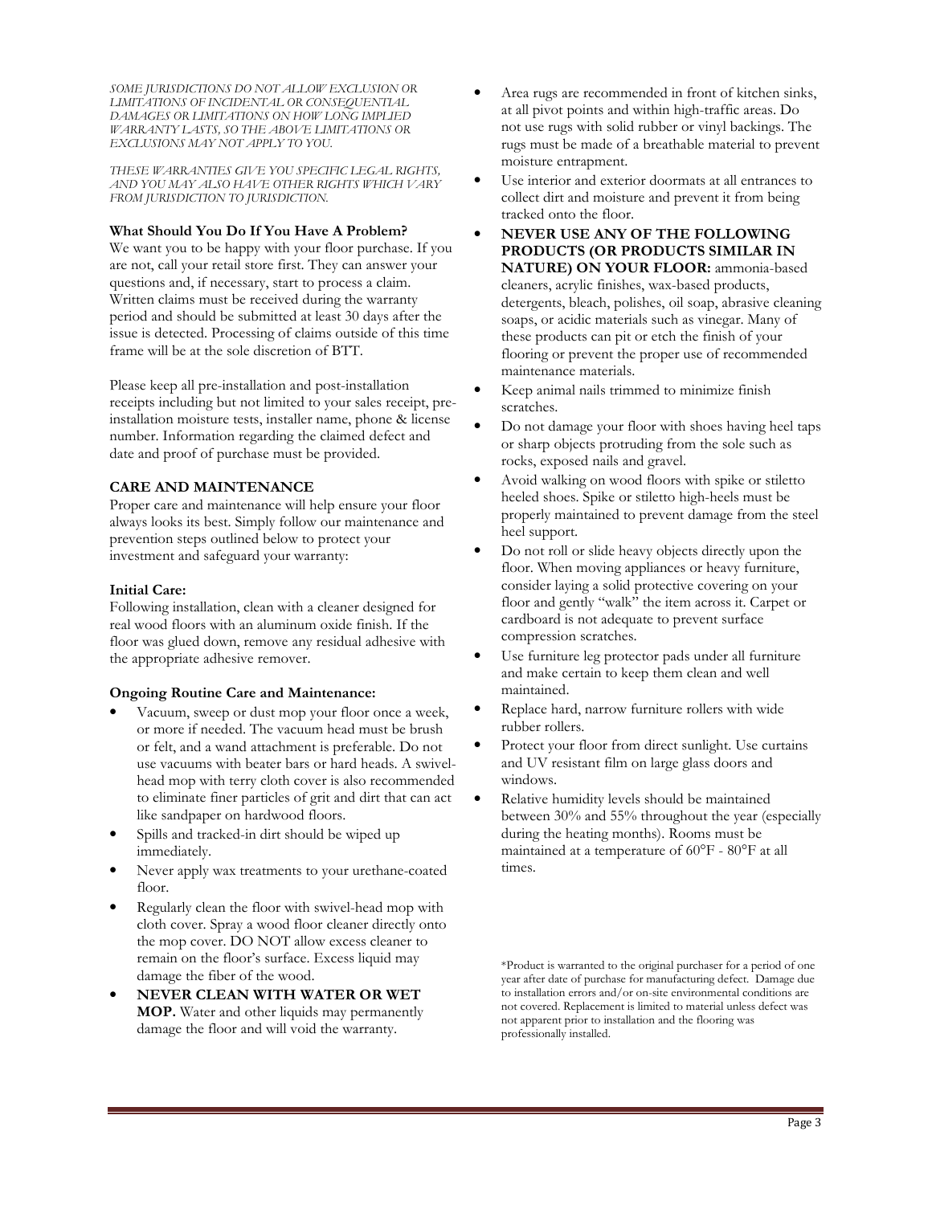*SOME JURISDICTIONS DO NOT ALLOW EXCLUSION OR LIMITATIONS OF INCIDENTAL OR CONSEQUENTIAL DAMAGES OR LIMITATIONS ON HOW LONG IMPLIED WARRANTY LASTS, SO THE ABOVE LIMITATIONS OR EXCLUSIONS MAY NOT APPLY TO YOU.*

*THESE WARRANTIES GIVE YOU SPECIFIC LEGAL RIGHTS, AND YOU MAY ALSO HAVE OTHER RIGHTS WHICH VARY FROM JURISDICTION TO JURISDICTION.*

**What Should You Do If You Have A Problem?**

We want you to be happy with your floor purchase. If you are not, call your retail store first. They can answer your questions and, if necessary, start to process a claim. Written claims must be received during the warranty period and should be submitted at least 30 days after the issue is detected. Processing of claims outside of this time frame will be at the sole discretion of BTT.

Please keep all pre-installation and post-installation receipts including but not limited to your sales receipt, pre-installation moisture tests, installer name, phone & license number. Information regarding the claimed defect and date and proof of purchase must be provided.

## CARE AND MAINTENANCE

Proper care and maintenance will help ensure your floor always looks its best. Simply follow our maintenance and prevention steps outlined below to protect your investment and safeguard your warranty:

**Initial Care:**

Following installation, clean with a cleaner designed for real wood floors with an aluminum oxide finish. If the floor was glued down, remove any residual adhesive with the appropriate adhesive remover.

**Ongoing Routine Care and Maintenance:**

- Vacuum, sweep or dust mop your floor once a week, or more if needed. The vacuum head must be brush or felt, and a wand attachment is preferable. Do not use vacuums with beater bars or hard heads. A swivel-head mop with terry cloth cover is also recommended to eliminate finer particles of grit and dirt that can act like sandpaper on hardwood floors.
- Spills and tracked-in dirt should be wiped up immediately.
- Never apply wax treatments to your urethane-coated floor.
- Regularly clean the floor with swivel-head mop with cloth cover. Spray a wood floor cleaner directly onto the mop cover. DO NOT allow excess cleaner to remain on the floor's surface. Excess liquid may damage the fiber of the wood.
- **NEVER CLEAN WITH WATER OR WET MOP.** Water and other liquids may permanently damage the floor and will void the warranty.
- Area rugs are recommended in front of kitchen sinks, at all pivot points and within high-traffic areas. Do not use rugs with solid rubber or vinyl backings. The rugs must be made of a breathable material to prevent moisture entrapment.
- Use interior and exterior doormats at all entrances to collect dirt and moisture and prevent it from being tracked onto the floor.
- **NEVER USE ANY OF THE FOLLOWING PRODUCTS (OR PRODUCTS SIMILAR IN NATURE) ON YOUR FLOOR:** ammonia-based cleaners, acrylic finishes, wax-based products, detergents, bleach, polishes, oil soap, abrasive cleaning soaps, or acidic materials such as vinegar. Many of these products can pit or etch the finish of your flooring or prevent the proper use of recommended maintenance materials.
- Keep animal nails trimmed to minimize finish scratches.
- Do not damage your floor with shoes having heel taps or sharp objects protruding from the sole such as rocks, exposed nails and gravel.
- Avoid walking on wood floors with spike or stiletto heeled shoes. Spike or stiletto high-heels must be properly maintained to prevent damage from the steel heel support.
- Do not roll or slide heavy objects directly upon the floor. When moving appliances or heavy furniture, consider laying a solid protective covering on your floor and gently "walk" the item across it. Carpet or cardboard is not adequate to prevent surface compression scratches.
- Use furniture leg protector pads under all furniture and make certain to keep them clean and well maintained.
- Replace hard, narrow furniture rollers with wide rubber rollers.
- Protect your floor from direct sunlight. Use curtains and UV resistant film on large glass doors and windows.
- Relative humidity levels should be maintained between 30% and 55% throughout the year (especially during the heating months). Rooms must be maintained at a temperature of 60°F - 80°F at all times.

*Product is warranted to the original purchaser for a period of one year after date of purchase for manufacturing defect. Damage due to installation errors and/or on-site environmental conditions are not covered. Replacement is limited to material unless defect was not apparent prior to installation and the flooring was professionally installed.